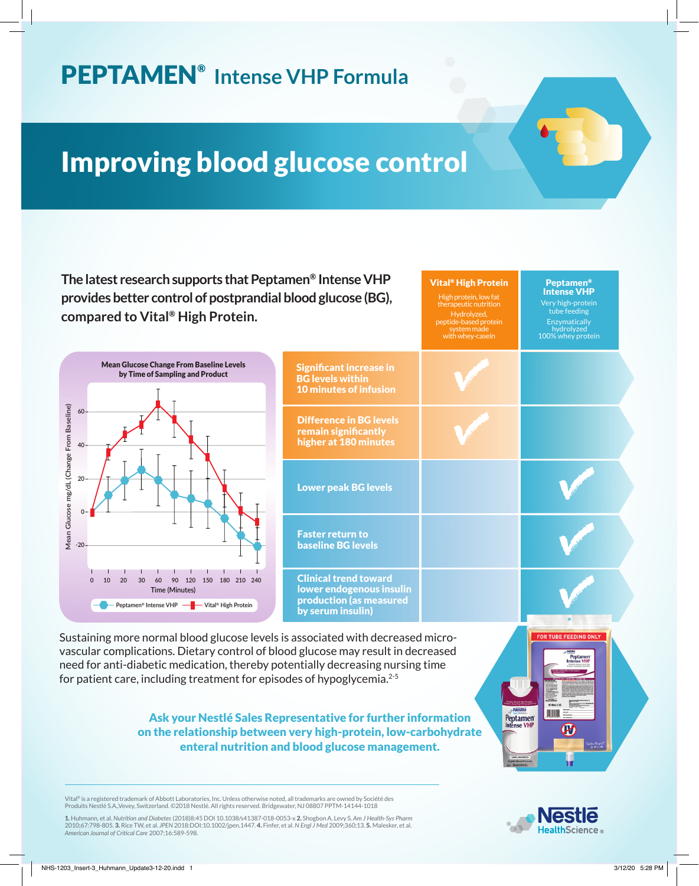# PEPTAMEN® Intense VHP Formula

## Improving blood glucose control

**The latest research supports that Peptamen® Intense VHP provides better control of postprandial blood glucose (BG), compared to Vital® High Protein.**

| | **Vital® High Protein** High protein, low fat therapeutic nutrition. Hydrolyzed, peptide-based protein system made with whey-casein | **Peptamen® Intense VHP** Very high-protein tube feeding. Enzymatically hydrolyzed 100% whey protein |
|---|---|---|
| **Significant increase in BG levels within 10 minutes of infusion** | ✓ | |
| **Difference in BG levels remain significantly higher at 180 minutes** | ✓ | |
| **Lower peak BG levels** | | ✓ |
| **Faster return to baseline BG levels** | | ✓ |
| **Clinical trend toward lower endogenous insulin production (as measured by serum insulin)** | | ✓ |

**Mean Glucose Change From Baseline Levels by Time of Sampling and Product**

Mean Glucose mg/dL (Change From Baseline)

60
40
20
0
-20

0 10 20 30 60 90 120 150 180 210 240

Time (Minutes)

Peptamen® Intense VHP — Vital® High Protein

Sustaining more normal blood glucose levels is associated with decreased micro-vascular complications. Dietary control of blood glucose may result in decreased need for anti-diabetic medication, thereby potentially decreasing nursing time for patient care, including treatment for episodes of hypoglycemia.[2-5]

**Ask your Nestlé Sales Representative for further information on the relationship between very high-protein, low-carbohydrate enteral nutrition and blood glucose management.**

Vital® is a registered trademark of Abbott Laboratories, Inc. Unless otherwise noted, all trademarks are owned by Société des Produits Nestlé S.A.,Vevey, Switzerland. ©2018 Nestlé. All rights reserved. Bridgewater, NJ 08807 PPTM-14144-1018

**1.** Huhmann, et al. *Nutrition and Diabetes* (2018)8:45 DOI 10.1038/s41387-018-0053-x **2.** Shogbon A, Levy S. *Am J Health-Sys Pharm* 2010;67:798-805. **3.** Rice TW, et al. *JPEN* 2018:DOI:10.1002/jpen.1447. **4.** Finfer, et al. *N Engl J Med* 2009;360;13. **5.** Malesker, et al. *American Journal of Critical Care* 2007;16:589-598.

Nestlé HealthScience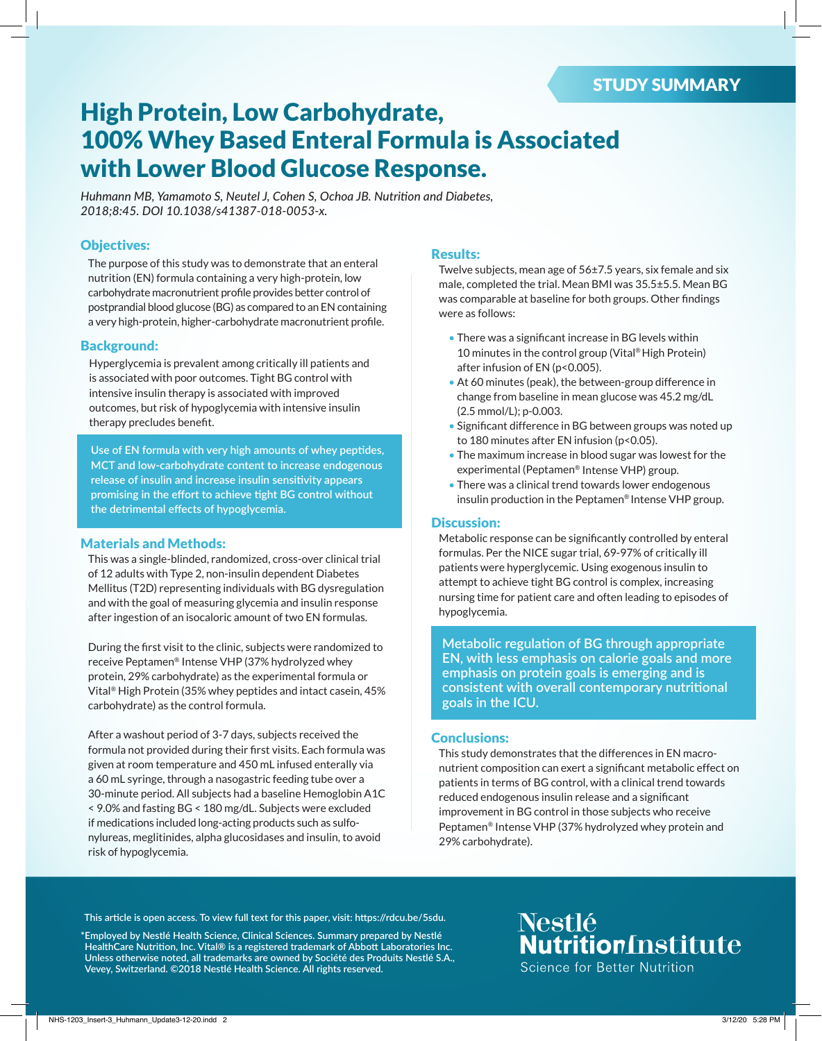STUDY SUMMARY

# High Protein, Low Carbohydrate, 100% Whey Based Enteral Formula is Associated with Lower Blood Glucose Response.

*Huhmann MB, Yamamoto S, Neutel J, Cohen S, Ochoa JB. Nutrition and Diabetes, 2018;8:45. DOI 10.1038/s41387-018-0053-x.*

## Objectives:

The purpose of this study was to demonstrate that an enteral nutrition (EN) formula containing a very high-protein, low carbohydrate macronutrient profile provides better control of postprandial blood glucose (BG) as compared to an EN containing a very high-protein, higher-carbohydrate macronutrient profile.

## Background:

Hyperglycemia is prevalent among critically ill patients and is associated with poor outcomes. Tight BG control with intensive insulin therapy is associated with improved outcomes, but risk of hypoglycemia with intensive insulin therapy precludes benefit.

Use of EN formula with very high amounts of whey peptides, MCT and low-carbohydrate content to increase endogenous release of insulin and increase insulin sensitivity appears promising in the effort to achieve tight BG control without the detrimental effects of hypoglycemia.

## Materials and Methods:

This was a single-blinded, randomized, cross-over clinical trial of 12 adults with Type 2, non-insulin dependent Diabetes Mellitus (T2D) representing individuals with BG dysregulation and with the goal of measuring glycemia and insulin response after ingestion of an isocaloric amount of two EN formulas.

During the first visit to the clinic, subjects were randomized to receive Peptamen® Intense VHP (37% hydrolyzed whey protein, 29% carbohydrate) as the experimental formula or Vital® High Protein (35% whey peptides and intact casein, 45% carbohydrate) as the control formula.

After a washout period of 3-7 days, subjects received the formula not provided during their first visits. Each formula was given at room temperature and 450 mL infused enterally via a 60 mL syringe, through a nasogastric feeding tube over a 30-minute period. All subjects had a baseline Hemoglobin A1C < 9.0% and fasting BG < 180 mg/dL. Subjects were excluded if medications included long-acting products such as sulfonylureas, meglitinides, alpha glucosidases and insulin, to avoid risk of hypoglycemia.

## Results:

Twelve subjects, mean age of 56±7.5 years, six female and six male, completed the trial. Mean BMI was 35.5±5.5. Mean BG was comparable at baseline for both groups. Other findings were as follows:

- There was a significant increase in BG levels within 10 minutes in the control group (Vital® High Protein) after infusion of EN ($p<0.005$).
- At 60 minutes (peak), the between-group difference in change from baseline in mean glucose was 45.2 mg/dL (2.5 mmol/L); p-0.003.
- Significant difference in BG between groups was noted up to 180 minutes after EN infusion ($p<0.05$).
- The maximum increase in blood sugar was lowest for the experimental (Peptamen® Intense VHP) group.
- There was a clinical trend towards lower endogenous insulin production in the Peptamen® Intense VHP group.

## Discussion:

Metabolic response can be significantly controlled by enteral formulas. Per the NICE sugar trial, 69-97% of critically ill patients were hyperglycemic. Using exogenous insulin to attempt to achieve tight BG control is complex, increasing nursing time for patient care and often leading to episodes of hypoglycemia.

Metabolic regulation of BG through appropriate EN, with less emphasis on calorie goals and more emphasis on protein goals is emerging and is consistent with overall contemporary nutritional goals in the ICU.

## Conclusions:

This study demonstrates that the differences in EN macronutrient composition can exert a significant metabolic effect on patients in terms of BG control, with a clinical trend towards reduced endogenous insulin release and a significant improvement in BG control in those subjects who receive Peptamen® Intense VHP (37% hydrolyzed whey protein and 29% carbohydrate).

This article is open access. To view full text for this paper, visit: https://rdcu.be/5sdu.

*Employed by Nestlé Health Science, Clinical Sciences. Summary prepared by Nestlé HealthCare Nutrition, Inc. Vital® is a registered trademark of Abbott Laboratories Inc. Unless otherwise noted, all trademarks are owned by Société des Produits Nestlé S.A., Vevey, Switzerland. ©2018 Nestlé Health Science. All rights reserved.

Nestlé Nutrition Institute
Science for Better Nutrition